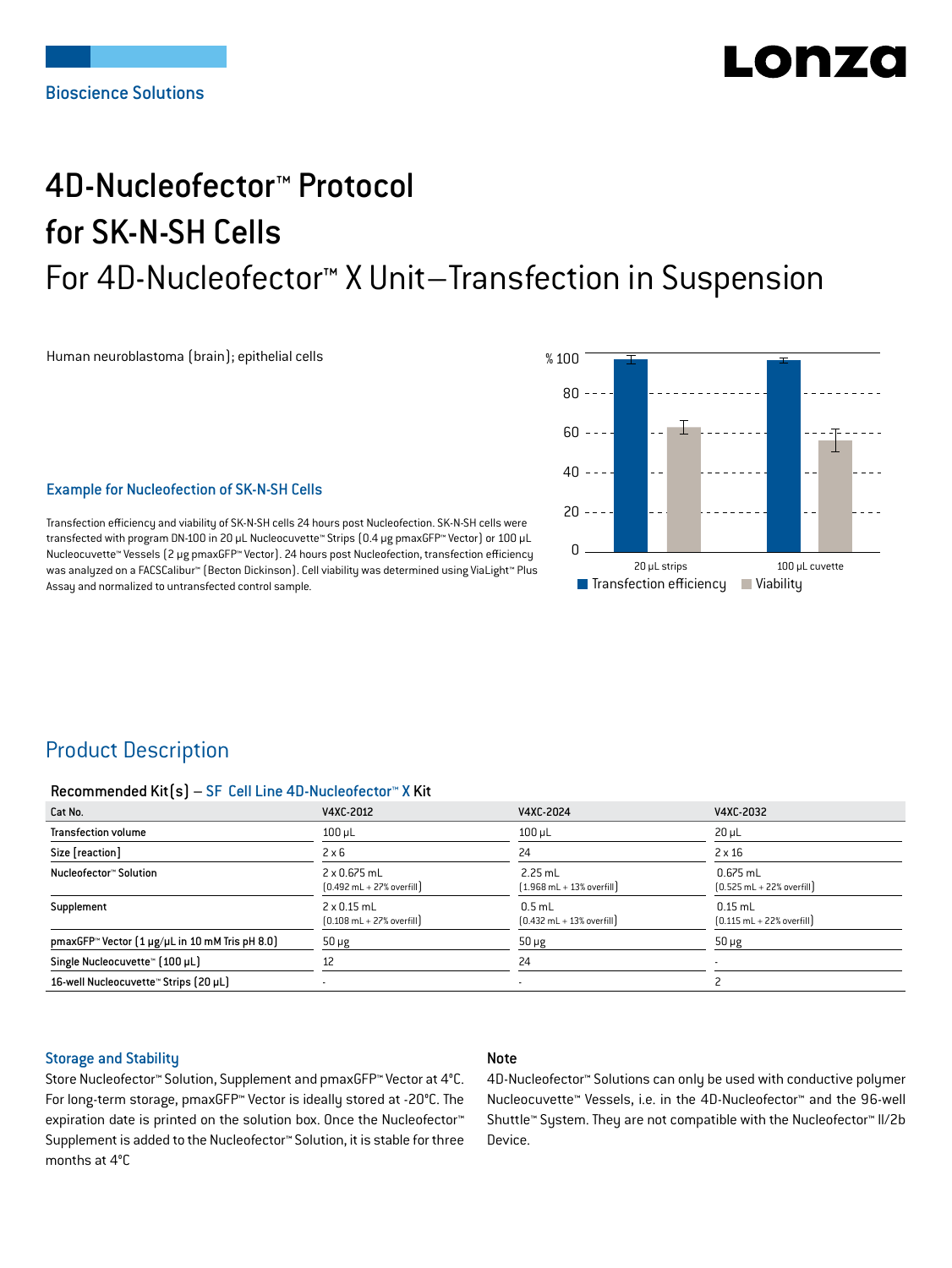Bioscience Solutions

# 4D-Nucleofector™ Protocol for SK-N-SH Cells

## For 4D-Nucleofector™ X Unit—Transfection in Suspension

Human neuroblastoma (brain); epithelial cells

### Example for Nucleofection of SK-N-SH Cells

Transfection efficiency and viability of SK-N-SH cells 24 hours post Nucleofection. SK-N-SH cells were transfected with program DN-100 in 20 µL Nucleocuvette™ Strips (0.4 µg pmaxGFP™ Vector) or 100 µL Nucleocuvette™ Vessels (2 µg pmaxGFP™ Vector). 24 hours post Nucleofection, transfection efficiency was analyzed on a FACSCalibur™ (Becton Dickinson). Cell viability was determined using ViaLight™ Plus Assay and normalized to untransfected control sample.

## Product Description

#### Recommended Kit(s) – SF Cell Line 4D-Nucleofector™ X Kit

| Cat No. | V4XC-2012 | V4XC-2024 | V4XC-2032 |
|---|---|---|---|
| Transfection volume | 100 µL | 100 µL | 20 µL |
| Size [reaction] | 2 x 6 | 24 | 2 x 16 |
| Nucleofector™ Solution | 2 x 0.675 mL (0.492 mL + 27% overfill) | 2.25 mL (1.968 mL + 13% overfill) | 0.675 mL (0.525 mL + 22% overfill) |
| Supplement | 2 x 0.15 mL (0.108 mL + 27% overfill) | 0.5 mL (0.432 mL + 13% overfill) | 0.15 mL (0.115 mL + 22% overfill) |
| pmaxGFP™ Vector (1 µg/µL in 10 mM Tris pH 8.0) | 50 µg | 50 µg | 50 µg |
| Single Nucleocuvette™ (100 µL) | 12 | 24 | - |
| 16-well Nucleocuvette™ Strips (20 µL) | - | - | 2 |

### Storage and Stability

Store Nucleofector™ Solution, Supplement and pmaxGFP™ Vector at 4°C. For long-term storage, pmaxGFP™ Vector is ideally stored at -20°C. The expiration date is printed on the solution box. Once the Nucleofector™ Supplement is added to the Nucleofector™ Solution, it is stable for three months at 4°C

### Note

4D-Nucleofector™ Solutions can only be used with conductive polymer Nucleocuvette™ Vessels, i.e. in the 4D-Nucleofector™ and the 96-well Shuttle™ System. They are not compatible with the Nucleofector™ II/2b Device.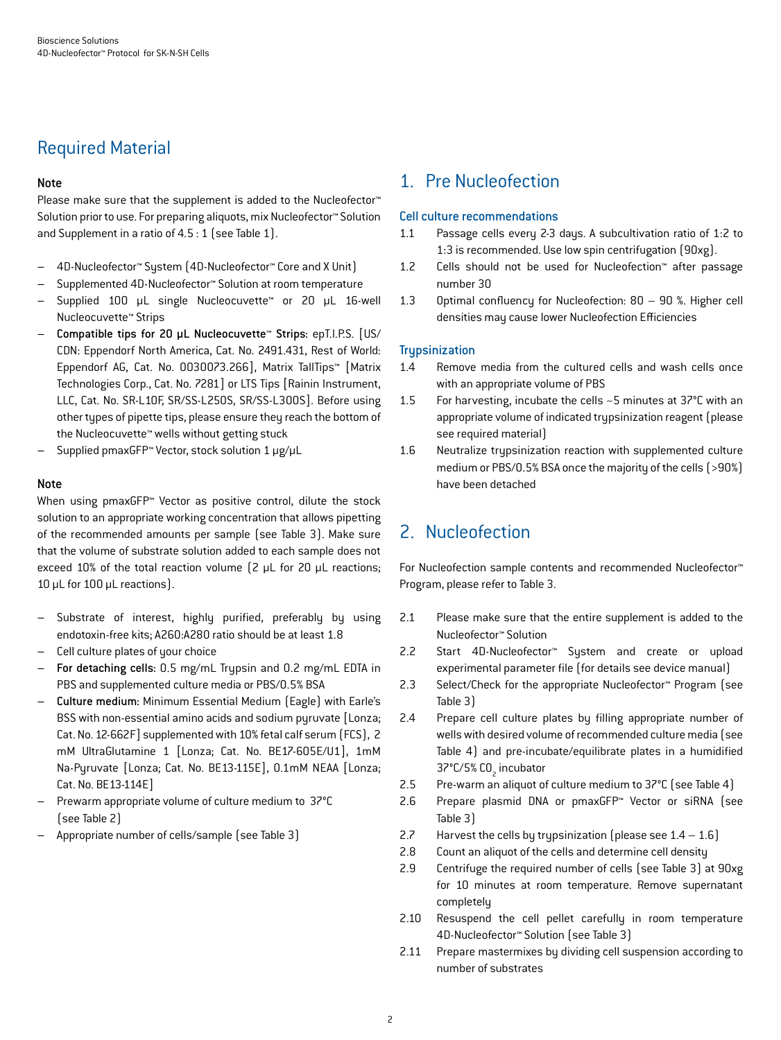## Required Material

**Note**

Please make sure that the supplement is added to the Nucleofector™ Solution prior to use. For preparing aliquots, mix Nucleofector™ Solution and Supplement in a ratio of 4.5 : 1 (see Table 1).

- 4D-Nucleofector™ System (4D-Nucleofector™ Core and X Unit)
- Supplemented 4D-Nucleofector™ Solution at room temperature
- Supplied 100 µL single Nucleocuvette™ or 20 µL 16-well Nucleocuvette™ Strips
- **Compatible tips for 20 µL Nucleocuvette™ Strips:** epT.I.P.S. [US/CDN: Eppendorf North America, Cat. No. 2491.431, Rest of World: Eppendorf AG, Cat. No. 0030073.266], Matrix TallTips™ [Matrix Technologies Corp., Cat. No. 7281] or LTS Tips [Rainin Instrument, LLC, Cat. No. SR-L10F, SR/SS-L250S, SR/SS-L300S]. Before using other types of pipette tips, please ensure they reach the bottom of the Nucleocuvette™ wells without getting stuck
- Supplied pmaxGFP™ Vector, stock solution 1 µg/µL

**Note**

When using pmaxGFP™ Vector as positive control, dilute the stock solution to an appropriate working concentration that allows pipetting of the recommended amounts per sample (see Table 3). Make sure that the volume of substrate solution added to each sample does not exceed 10% of the total reaction volume (2 µL for 20 µL reactions; 10 µL for 100 µL reactions).

- Substrate of interest, highly purified, preferably by using endotoxin-free kits; A260:A280 ratio should be at least 1.8
- Cell culture plates of your choice
- **For detaching cells:** 0.5 mg/mL Trypsin and 0.2 mg/mL EDTA in PBS and supplemented culture media or PBS/0.5% BSA
- **Culture medium:** Minimum Essential Medium (Eagle) with Earle's BSS with non-essential amino acids and sodium pyruvate [Lonza; Cat. No. 12-662F] supplemented with 10% fetal calf serum (FCS), 2 mM UltraGlutamine 1 [Lonza; Cat. No. BE17-605E/U1], 1mM Na-Pyruvate [Lonza; Cat. No. BE13-115E], 0.1mM NEAA [Lonza; Cat. No. BE13-114E]
- Prewarm appropriate volume of culture medium to 37°C (see Table 2)
- Appropriate number of cells/sample (see Table 3)

## 1. Pre Nucleofection

### Cell culture recommendations

1.1 Passage cells every 2-3 days. A subcultivation ratio of 1:2 to 1:3 is recommended. Use low spin centrifugation (90xg).

1.2 Cells should not be used for Nucleofection™ after passage number 30

1.3 Optimal confluency for Nucleofection: 80 – 90 %. Higher cell densities may cause lower Nucleofection Efficiencies

### Trypsinization

1.4 Remove media from the cultured cells and wash cells once with an appropriate volume of PBS

1.5 For harvesting, incubate the cells ~5 minutes at 37°C with an appropriate volume of indicated trypsinization reagent (please see required material)

1.6 Neutralize trypsinization reaction with supplemented culture medium or PBS/0.5% BSA once the majority of the cells (>90%) have been detached

## 2. Nucleofection

For Nucleofection sample contents and recommended Nucleofector™ Program, please refer to Table 3.

2.1 Please make sure that the entire supplement is added to the Nucleofector™ Solution

2.2 Start 4D-Nucleofector™ System and create or upload experimental parameter file (for details see device manual)

2.3 Select/Check for the appropriate Nucleofector™ Program (see Table 3)

2.4 Prepare cell culture plates by filling appropriate number of wells with desired volume of recommended culture media (see Table 4) and pre-incubate/equilibrate plates in a humidified 37°C/5% $CO_2$ incubator

2.5 Pre-warm an aliquot of culture medium to 37°C (see Table 4)

2.6 Prepare plasmid DNA or pmaxGFP™ Vector or siRNA (see Table 3)

2.7 Harvest the cells by trypsinization (please see 1.4 – 1.6)

2.8 Count an aliquot of the cells and determine cell density

2.9 Centrifuge the required number of cells (see Table 3) at 90xg for 10 minutes at room temperature. Remove supernatant completely

2.10 Resuspend the cell pellet carefully in room temperature 4D-Nucleofector™ Solution (see Table 3)

2.11 Prepare mastermixes by dividing cell suspension according to number of substrates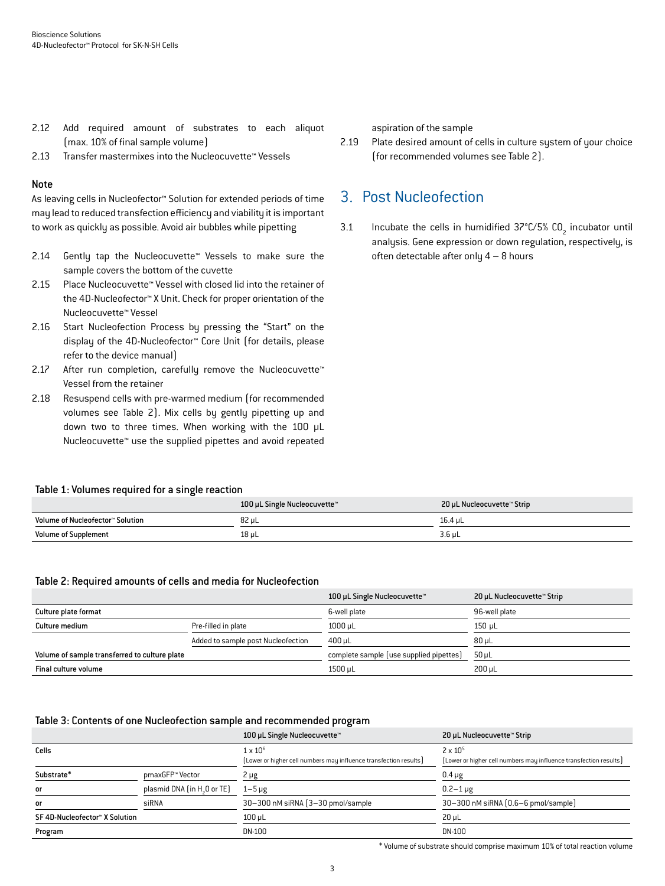2.12 Add required amount of substrates to each aliquot (max. 10% of final sample volume)

2.13 Transfer mastermixes into the Nucleocuvette™ Vessels

**Note**

As leaving cells in Nucleofector™ Solution for extended periods of time may lead to reduced transfection efficiency and viability it is important to work as quickly as possible. Avoid air bubbles while pipetting

2.14 Gently tap the Nucleocuvette™ Vessels to make sure the sample covers the bottom of the cuvette

2.15 Place Nucleocuvette™ Vessel with closed lid into the retainer of the 4D-Nucleofector™ X Unit. Check for proper orientation of the Nucleocuvette™ Vessel

2.16 Start Nucleofection Process by pressing the "Start" on the display of the 4D-Nucleofector™ Core Unit (for details, please refer to the device manual)

2.17 After run completion, carefully remove the Nucleocuvette™ Vessel from the retainer

2.18 Resuspend cells with pre-warmed medium (for recommended volumes see Table 2). Mix cells by gently pipetting up and down two to three times. When working with the 100 µL Nucleocuvette™ use the supplied pipettes and avoid repeated aspiration of the sample

2.19 Plate desired amount of cells in culture system of your choice (for recommended volumes see Table 2).

## 3. Post Nucleofection

3.1 Incubate the cells in humidified 37°C/5% $CO_2$ incubator until analysis. Gene expression or down regulation, respectively, is often detectable after only 4 – 8 hours

**Table 1: Volumes required for a single reaction**

| | 100 µL Single Nucleocuvette™ | 20 µL Nucleocuvette™ Strip |
|---|---|---|
| Volume of Nucleofector™ Solution | 82 µL | 16.4 µL |
| Volume of Supplement | 18 µL | 3.6 µL |

**Table 2: Required amounts of cells and media for Nucleofection**

| | | 100 µL Single Nucleocuvette™ | 20 µL Nucleocuvette™ Strip |
|---|---|---|---|
| Culture plate format | | 6-well plate | 96-well plate |
| Culture medium | Pre-filled in plate | 1000 µL | 150 µL |
| | Added to sample post Nucleofection | 400 µL | 80 µL |
| Volume of sample transferred to culture plate | | complete sample (use supplied pipettes) | 50 µL |
| Final culture volume | | 1500 µL | 200 µL |

**Table 3: Contents of one Nucleofection sample and recommended program**

| | | 100 µL Single Nucleocuvette™ | 20 µL Nucleocuvette™ Strip |
|---|---|---|---|
| Cells | | $1 \times 10^6$ (Lower or higher cell numbers may influence transfection results) | $2 \times 10^5$ (Lower or higher cell numbers may influence transfection results) |
| Substrate* | pmaxGFP™ Vector | 2 µg | 0.4 µg |
| or | plasmid DNA (in $H_2O$ or TE) | 1–5 µg | 0.2–1 µg |
| or | siRNA | 30–300 nM siRNA (3–30 pmol/sample | 30–300 nM siRNA (0.6–6 pmol/sample) |
| SF 4D-Nucleofector™ X Solution | | 100 µL | 20 µL |
| Program | | DN-100 | DN-100 |

* Volume of substrate should comprise maximum 10% of total reaction volume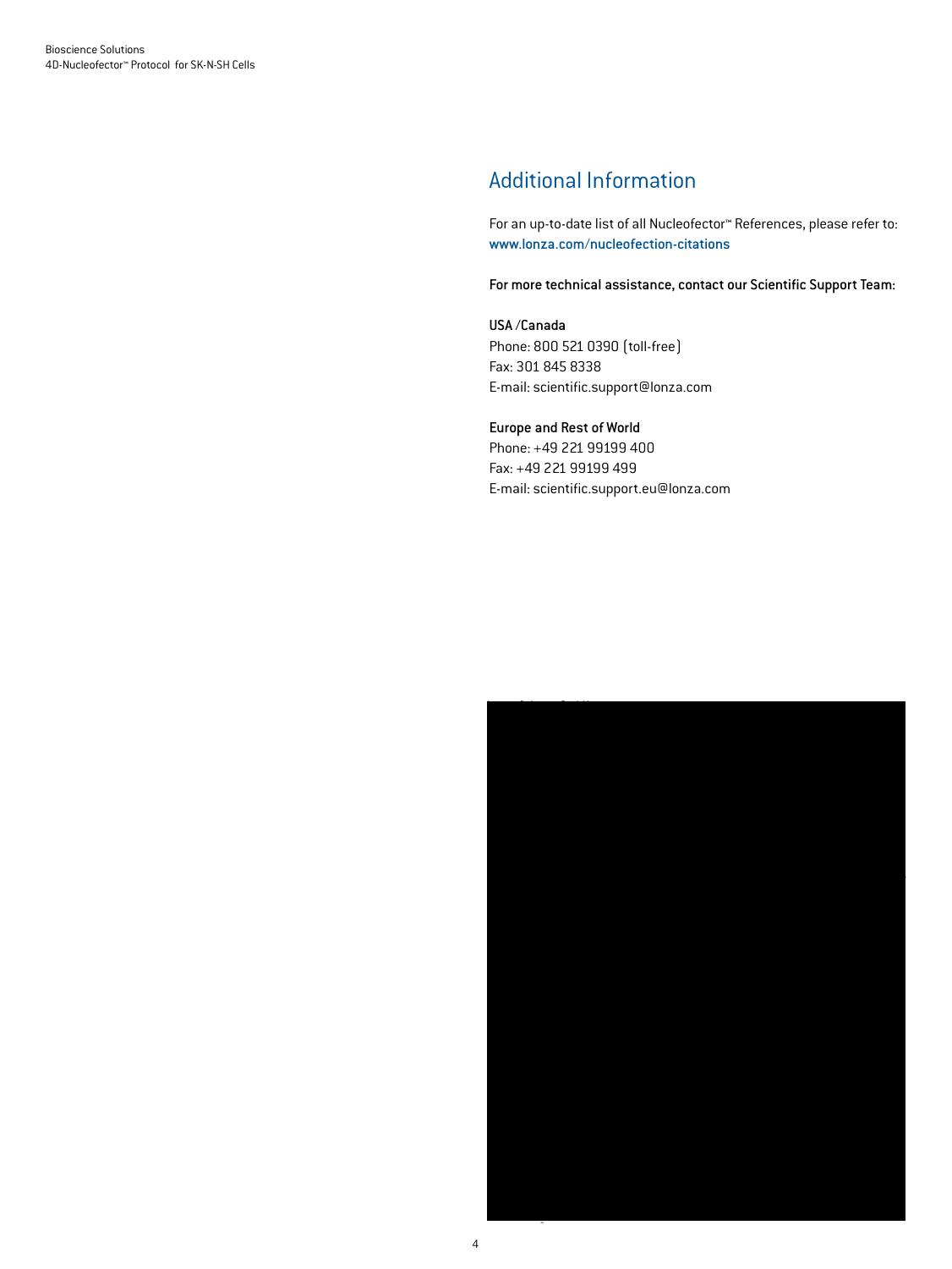## Additional Information

For an up-to-date list of all Nucleofector™ References, please refer to:
www.lonza.com/nucleofection-citations

**For more technical assistance, contact our Scientific Support Team:**

**USA /Canada**
Phone: 800 521 0390 (toll-free)
Fax: 301 845 8338
E-mail: scientific.support@lonza.com

**Europe and Rest of World**
Phone: +49 221 99199 400
Fax: +49 221 99199 499
E-mail: scientific.support.eu@lonza.com